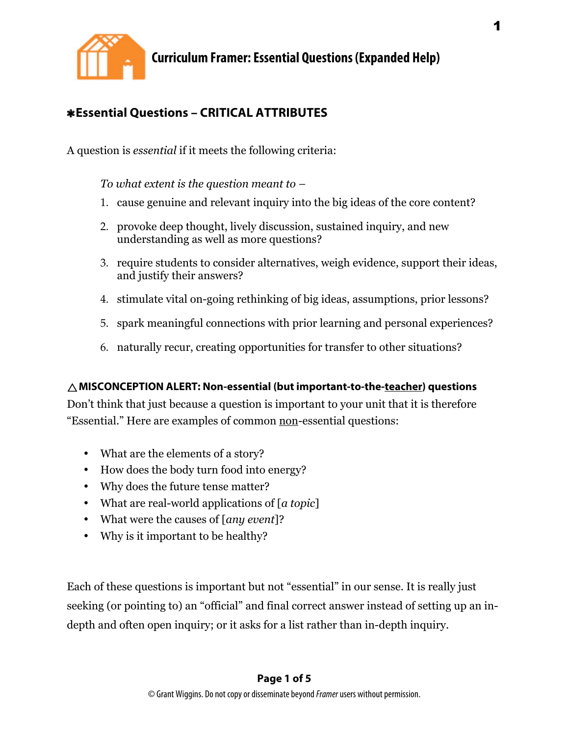# Curriculum Framer: Essential Questions (Expanded Help)

## ❋Essential Questions – CRITICAL ATTRIBUTES

A question is *essential* if it meets the following criteria:

> *To what extent is the question meant to –*
>
> 1. cause genuine and relevant inquiry into the big ideas of the core content?
> 2. provoke deep thought, lively discussion, sustained inquiry, and new understanding as well as more questions?
> 3. require students to consider alternatives, weigh evidence, support their ideas, and justify their answers?
> 4. stimulate vital on-going rethinking of big ideas, assumptions, prior lessons?
> 5. spark meaningful connections with prior learning and personal experiences?
> 6. naturally recur, creating opportunities for transfer to other situations?

**△ MISCONCEPTION ALERT: Non-essential (but important-to-the-teacher) questions**
Don't think that just because a question is important to your unit that it is therefore "Essential." Here are examples of common non-essential questions:

- What are the elements of a story?
- How does the body turn food into energy?
- Why does the future tense matter?
- What are real-world applications of [*a topic*]
- What were the causes of [*any event*]?
- Why is it important to be healthy?

Each of these questions is important but not "essential" in our sense. It is really just seeking (or pointing to) an "official" and final correct answer instead of setting up an in-depth and often open inquiry; or it asks for a list rather than in-depth inquiry.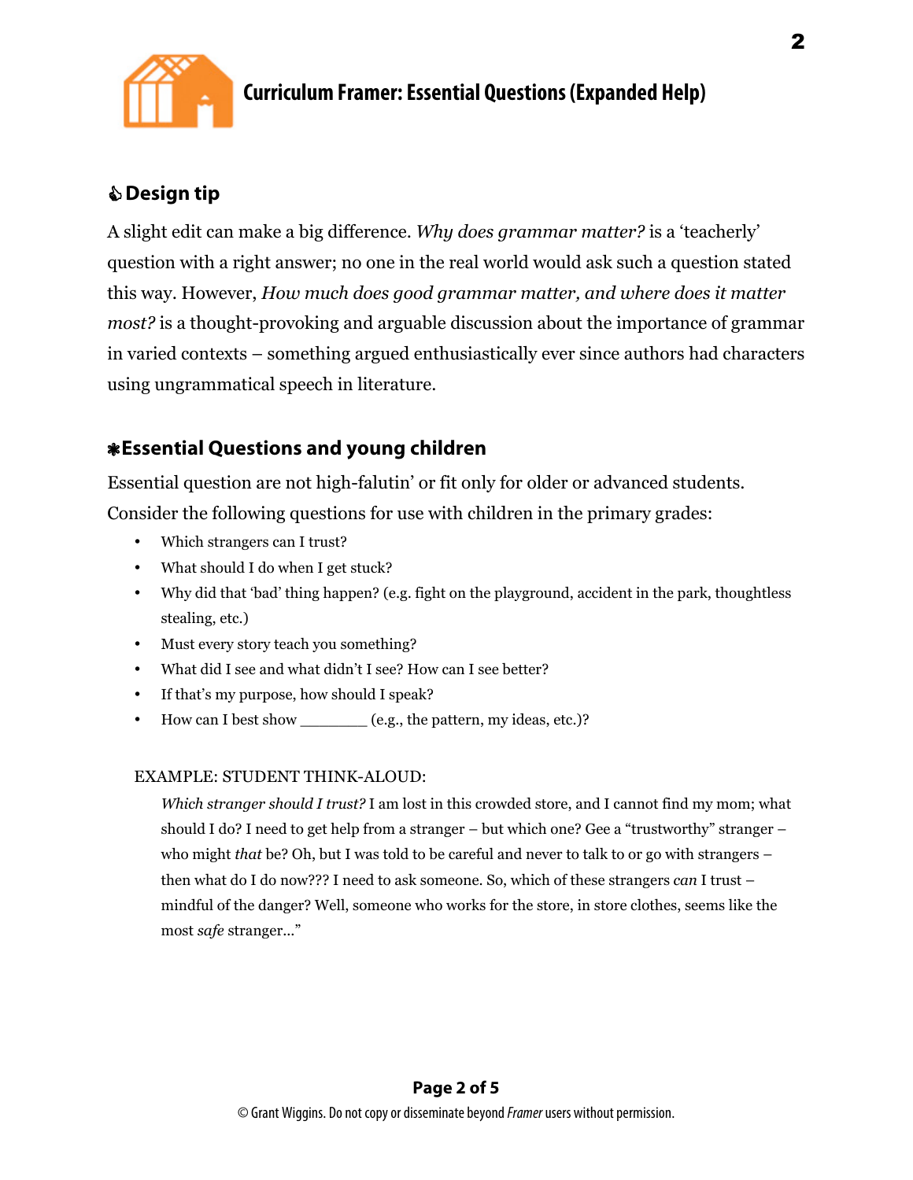## Curriculum Framer: Essential Questions (Expanded Help)

### ☝ Design tip

A slight edit can make a big difference. *Why does grammar matter?* is a 'teacherly' question with a right answer; no one in the real world would ask such a question stated this way. However, *How much does good grammar matter, and where does it matter most?* is a thought-provoking and arguable discussion about the importance of grammar in varied contexts – something argued enthusiastically ever since authors had characters using ungrammatical speech in literature.

### ❀ Essential Questions and young children

Essential question are not high-falutin' or fit only for older or advanced students. Consider the following questions for use with children in the primary grades:

- Which strangers can I trust?
- What should I do when I get stuck?
- Why did that 'bad' thing happen? (e.g. fight on the playground, accident in the park, thoughtless stealing, etc.)
- Must every story teach you something?
- What did I see and what didn't I see? How can I see better?
- If that's my purpose, how should I speak?
- How can I best show ________ (e.g., the pattern, my ideas, etc.)?

EXAMPLE: STUDENT THINK-ALOUD:

*Which stranger should I trust?* I am lost in this crowded store, and I cannot find my mom; what should I do? I need to get help from a stranger – but which one? Gee a "trustworthy" stranger – who might *that* be? Oh, but I was told to be careful and never to talk to or go with strangers – then what do I do now??? I need to ask someone. So, which of these strangers *can* I trust – mindful of the danger? Well, someone who works for the store, in store clothes, seems like the most *safe* stranger…"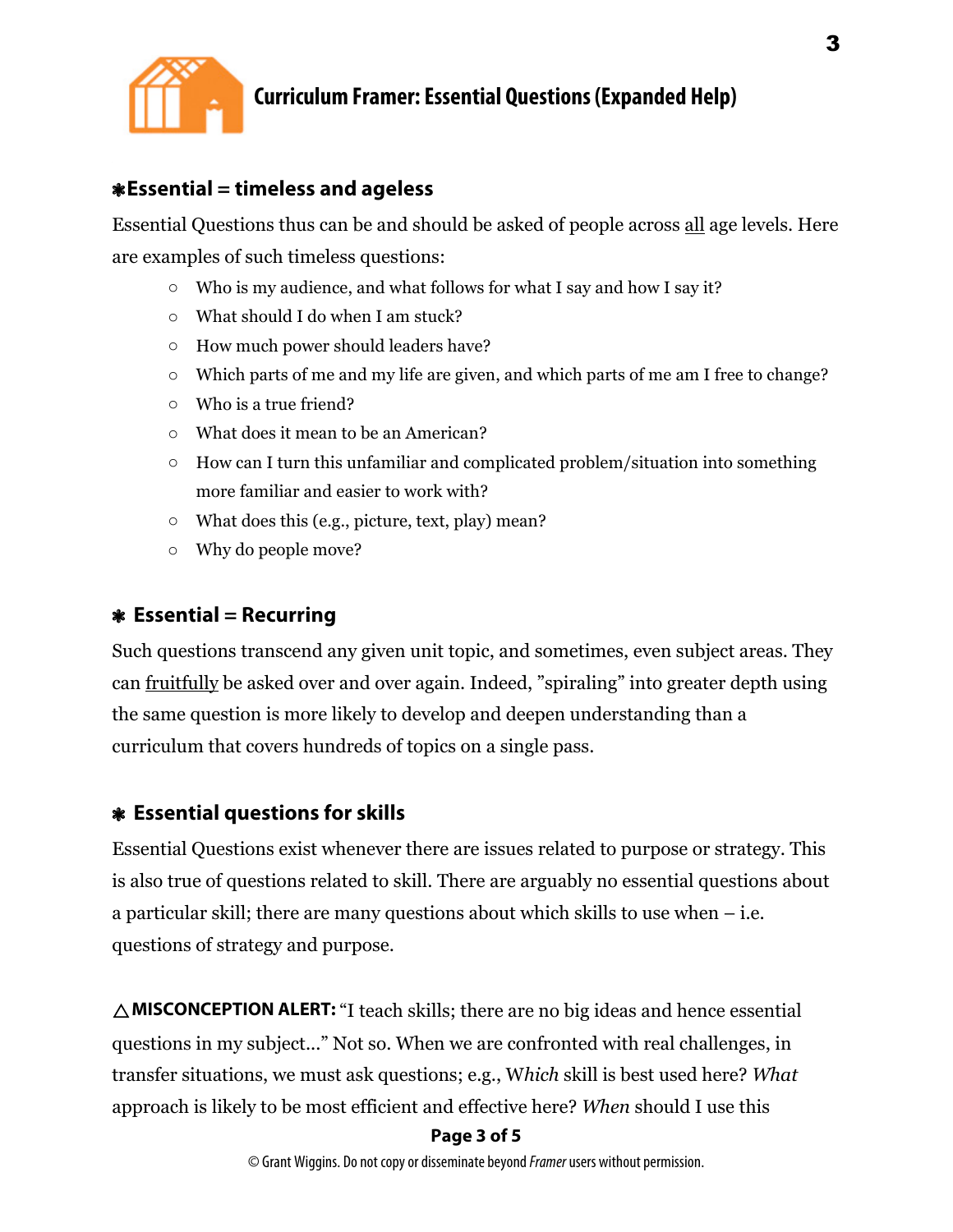## ❀Essential = timeless and ageless

Essential Questions thus can be and should be asked of people across all age levels. Here are examples of such timeless questions:

- Who is my audience, and what follows for what I say and how I say it?
- What should I do when I am stuck?
- How much power should leaders have?
- Which parts of me and my life are given, and which parts of me am I free to change?
- Who is a true friend?
- What does it mean to be an American?
- How can I turn this unfamiliar and complicated problem/situation into something more familiar and easier to work with?
- What does this (e.g., picture, text, play) mean?
- Why do people move?

## ❀ Essential = Recurring

Such questions transcend any given unit topic, and sometimes, even subject areas. They can fruitfully be asked over and over again. Indeed, "spiraling" into greater depth using the same question is more likely to develop and deepen understanding than a curriculum that covers hundreds of topics on a single pass.

## ❀ Essential questions for skills

Essential Questions exist whenever there are issues related to purpose or strategy. This is also true of questions related to skill. There are arguably no essential questions about a particular skill; there are many questions about which skills to use when – i.e. questions of strategy and purpose.

△**MISCONCEPTION ALERT:** "I teach skills; there are no big ideas and hence essential questions in my subject..." Not so. When we are confronted with real challenges, in transfer situations, we must ask questions; e.g., W*hich* skill is best used here? *What* approach is likely to be most efficient and effective here? *When* should I use this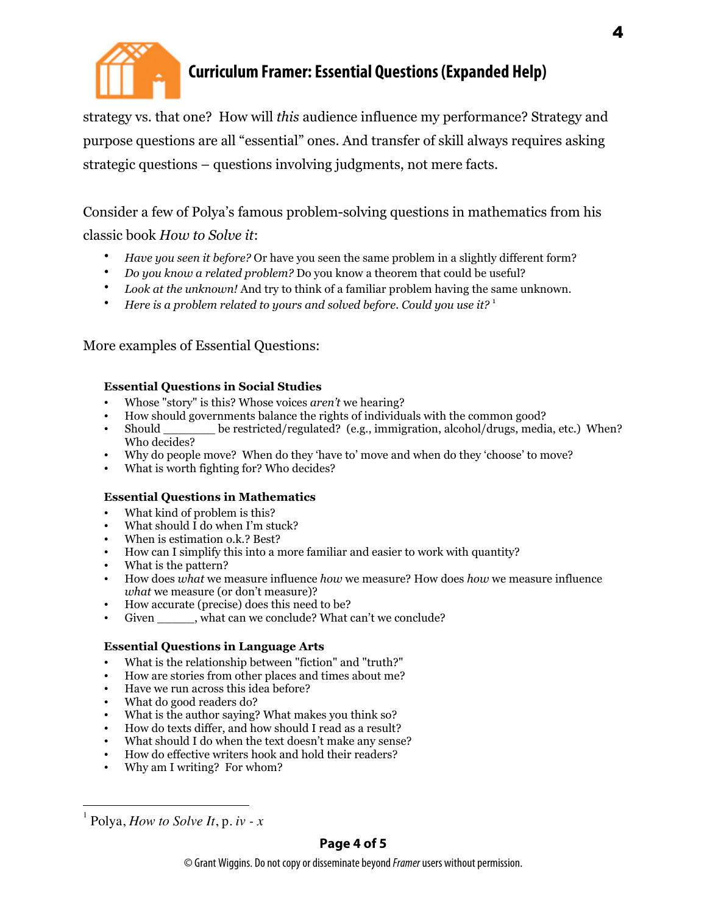strategy vs. that one? How will *this* audience influence my performance? Strategy and purpose questions are all "essential" ones. And transfer of skill always requires asking strategic questions – questions involving judgments, not mere facts.

Consider a few of Polya's famous problem-solving questions in mathematics from his classic book *How to Solve it*:

- *Have you seen it before?* Or have you seen the same problem in a slightly different form?
- *Do you know a related problem?* Do you know a theorem that could be useful?
- *Look at the unknown!* And try to think of a familiar problem having the same unknown.
- *Here is a problem related to yours and solved before. Could you use it?* [1]

More examples of Essential Questions:

**Essential Questions in Social Studies**

- Whose "story" is this? Whose voices *aren't* we hearing?
- How should governments balance the rights of individuals with the common good?
- Should ________ be restricted/regulated? (e.g., immigration, alcohol/drugs, media, etc.) When? Who decides?
- Why do people move? When do they 'have to' move and when do they 'choose' to move?
- What is worth fighting for? Who decides?

**Essential Questions in Mathematics**

- What kind of problem is this?
- What should I do when I'm stuck?
- When is estimation o.k.? Best?
- How can I simplify this into a more familiar and easier to work with quantity?
- What is the pattern?
- How does *what* we measure influence *how* we measure? How does *how* we measure influence *what* we measure (or don't measure)?
- How accurate (precise) does this need to be?
- Given ______, what can we conclude? What can't we conclude?

**Essential Questions in Language Arts**

- What is the relationship between "fiction" and "truth?"
- How are stories from other places and times about me?
- Have we run across this idea before?
- What do good readers do?
- What is the author saying? What makes you think so?
- How do texts differ, and how should I read as a result?
- What should I do when the text doesn't make any sense?
- How do effective writers hook and hold their readers?
- Why am I writing? For whom?

---

[1] Polya, *How to Solve It*, p. *iv - x*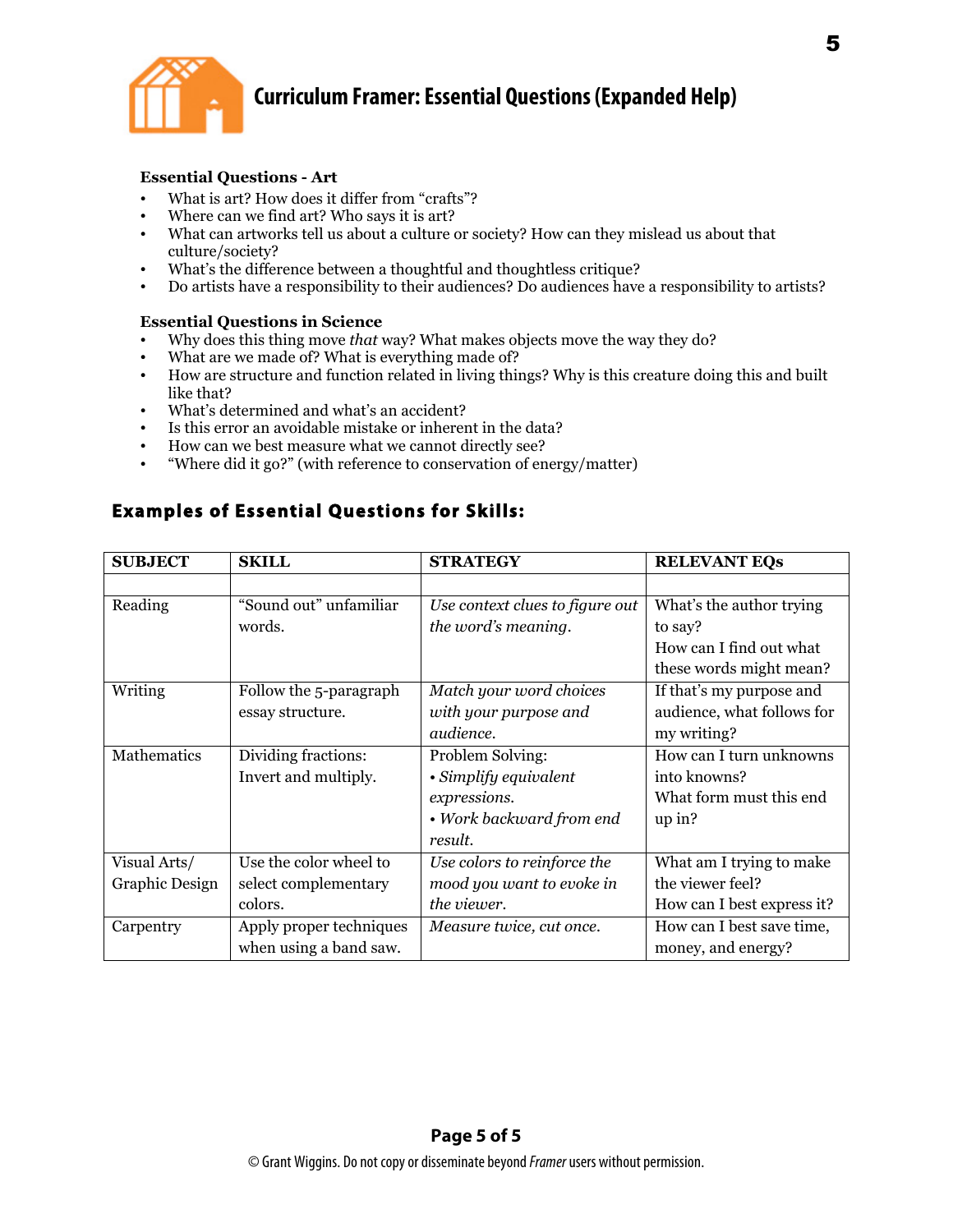# Curriculum Framer: Essential Questions (Expanded Help)

**Essential Questions - Art**

- What is art? How does it differ from "crafts"?
- Where can we find art? Who says it is art?
- What can artworks tell us about a culture or society? How can they mislead us about that culture/society?
- What's the difference between a thoughtful and thoughtless critique?
- Do artists have a responsibility to their audiences? Do audiences have a responsibility to artists?

**Essential Questions in Science**

- Why does this thing move *that* way? What makes objects move the way they do?
- What are we made of? What is everything made of?
- How are structure and function related in living things? Why is this creature doing this and built like that?
- What's determined and what's an accident?
- Is this error an avoidable mistake or inherent in the data?
- How can we best measure what we cannot directly see?
- "Where did it go?" (with reference to conservation of energy/matter)

## Examples of Essential Questions for Skills:

| SUBJECT | SKILL | STRATEGY | RELEVANT EQs |
|---|---|---|---|
| | | | |
| Reading | "Sound out" unfamiliar words. | *Use context clues to figure out the word's meaning.* | What's the author trying to say?<br>How can I find out what these words might mean? |
| Writing | Follow the 5-paragraph essay structure. | *Match your word choices with your purpose and audience.* | If that's my purpose and audience, what follows for my writing? |
| Mathematics | Dividing fractions: Invert and multiply. | Problem Solving:<br>• *Simplify equivalent expressions.*<br>• *Work backward from end result.* | How can I turn unknowns into knowns?<br>What form must this end up in? |
| Visual Arts/ Graphic Design | Use the color wheel to select complementary colors. | *Use colors to reinforce the mood you want to evoke in the viewer.* | What am I trying to make the viewer feel?<br>How can I best express it? |
| Carpentry | Apply proper techniques when using a band saw. | *Measure twice, cut once.* | How can I best save time, money, and energy? |

© Grant Wiggins. Do not copy or disseminate beyond *Framer* users without permission.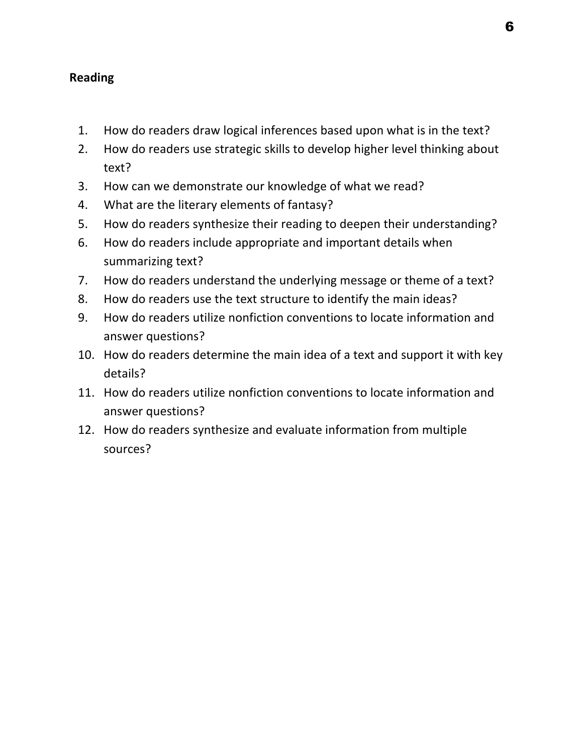**Reading**

1. How do readers draw logical inferences based upon what is in the text?
2. How do readers use strategic skills to develop higher level thinking about text?
3. How can we demonstrate our knowledge of what we read?
4. What are the literary elements of fantasy?
5. How do readers synthesize their reading to deepen their understanding?
6. How do readers include appropriate and important details when summarizing text?
7. How do readers understand the underlying message or theme of a text?
8. How do readers use the text structure to identify the main ideas?
9. How do readers utilize nonfiction conventions to locate information and answer questions?
10. How do readers determine the main idea of a text and support it with key details?
11. How do readers utilize nonfiction conventions to locate information and answer questions?
12. How do readers synthesize and evaluate information from multiple sources?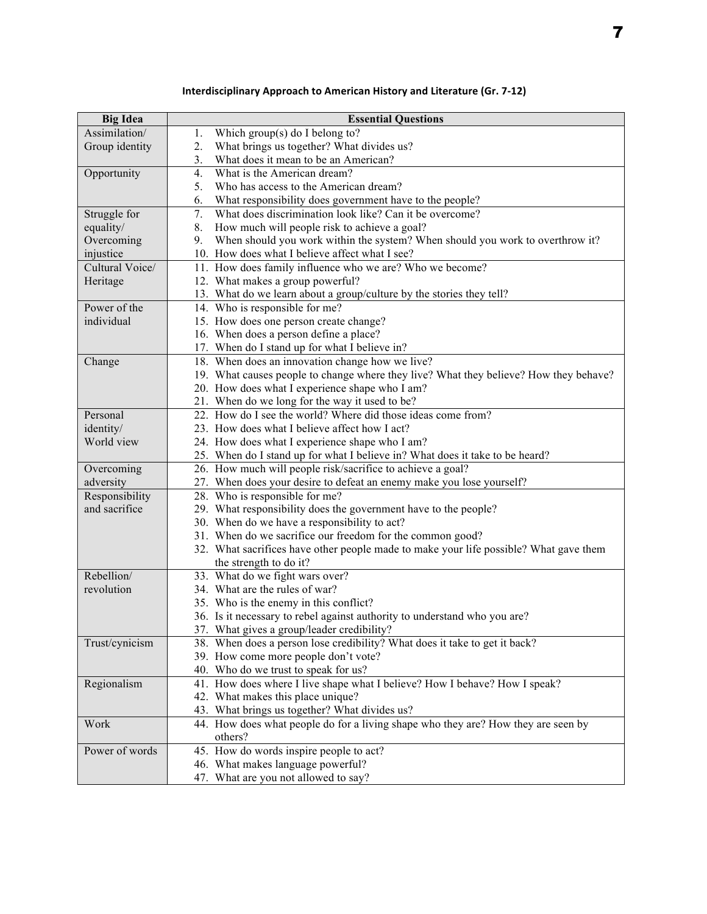**Interdisciplinary Approach to American History and Literature (Gr. 7-12)**

| Big Idea | Essential Questions |
|---|---|
| Assimilation/ Group identity | 1. Which group(s) do I belong to?<br>2. What brings us together? What divides us?<br>3. What does it mean to be an American? |
| Opportunity | 4. What is the American dream?<br>5. Who has access to the American dream?<br>6. What responsibility does government have to the people? |
| Struggle for equality/ Overcoming injustice | 7. What does discrimination look like? Can it be overcome?<br>8. How much will people risk to achieve a goal?<br>9. When should you work within the system? When should you work to overthrow it?<br>10. How does what I believe affect what I see? |
| Cultural Voice/ Heritage | 11. How does family influence who we are? Who we become?<br>12. What makes a group powerful?<br>13. What do we learn about a group/culture by the stories they tell? |
| Power of the individual | 14. Who is responsible for me?<br>15. How does one person create change?<br>16. When does a person define a place?<br>17. When do I stand up for what I believe in? |
| Change | 18. When does an innovation change how we live?<br>19. What causes people to change where they live? What they believe? How they behave?<br>20. How does what I experience shape who I am?<br>21. When do we long for the way it used to be? |
| Personal identity/ World view | 22. How do I see the world? Where did those ideas come from?<br>23. How does what I believe affect how I act?<br>24. How does what I experience shape who I am?<br>25. When do I stand up for what I believe in? What does it take to be heard? |
| Overcoming adversity | 26. How much will people risk/sacrifice to achieve a goal?<br>27. When does your desire to defeat an enemy make you lose yourself? |
| Responsibility and sacrifice | 28. Who is responsible for me?<br>29. What responsibility does the government have to the people?<br>30. When do we have a responsibility to act?<br>31. When do we sacrifice our freedom for the common good?<br>32. What sacrifices have other people made to make your life possible? What gave them the strength to do it? |
| Rebellion/ revolution | 33. What do we fight wars over?<br>34. What are the rules of war?<br>35. Who is the enemy in this conflict?<br>36. Is it necessary to rebel against authority to understand who you are?<br>37. What gives a group/leader credibility? |
| Trust/cynicism | 38. When does a person lose credibility? What does it take to get it back?<br>39. How come more people don't vote?<br>40. Who do we trust to speak for us? |
| Regionalism | 41. How does where I live shape what I believe? How I behave? How I speak?<br>42. What makes this place unique?<br>43. What brings us together? What divides us? |
| Work | 44. How does what people do for a living shape who they are? How they are seen by others? |
| Power of words | 45. How do words inspire people to act?<br>46. What makes language powerful?<br>47. What are you not allowed to say? |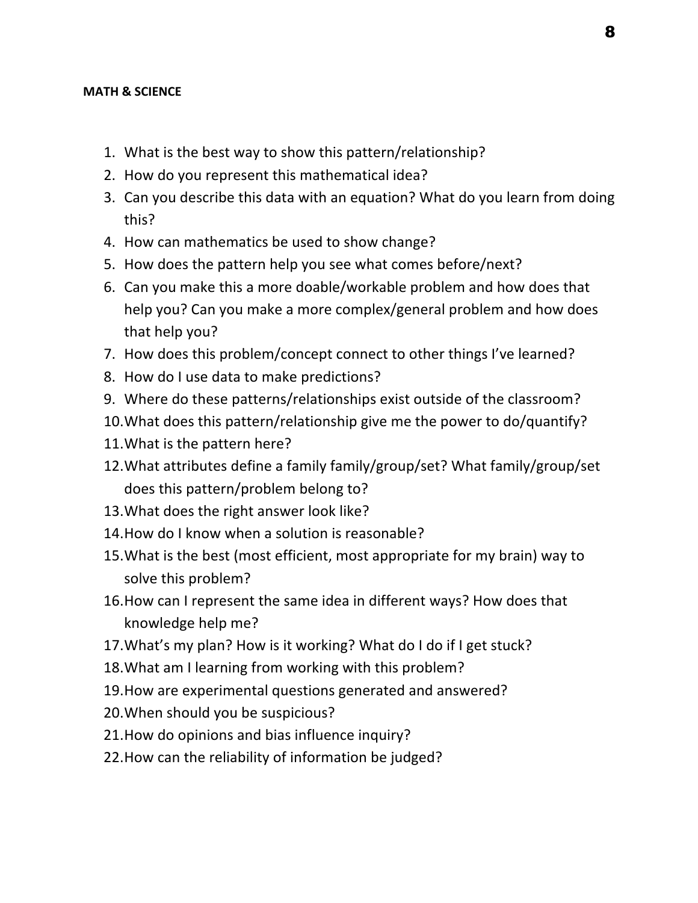**MATH & SCIENCE**

1. What is the best way to show this pattern/relationship?
2. How do you represent this mathematical idea?
3. Can you describe this data with an equation? What do you learn from doing this?
4. How can mathematics be used to show change?
5. How does the pattern help you see what comes before/next?
6. Can you make this a more doable/workable problem and how does that help you? Can you make a more complex/general problem and how does that help you?
7. How does this problem/concept connect to other things I've learned?
8. How do I use data to make predictions?
9. Where do these patterns/relationships exist outside of the classroom?
10. What does this pattern/relationship give me the power to do/quantify?
11. What is the pattern here?
12. What attributes define a family family/group/set? What family/group/set does this pattern/problem belong to?
13. What does the right answer look like?
14. How do I know when a solution is reasonable?
15. What is the best (most efficient, most appropriate for my brain) way to solve this problem?
16. How can I represent the same idea in different ways? How does that knowledge help me?
17. What's my plan? How is it working? What do I do if I get stuck?
18. What am I learning from working with this problem?
19. How are experimental questions generated and answered?
20. When should you be suspicious?
21. How do opinions and bias influence inquiry?
22. How can the reliability of information be judged?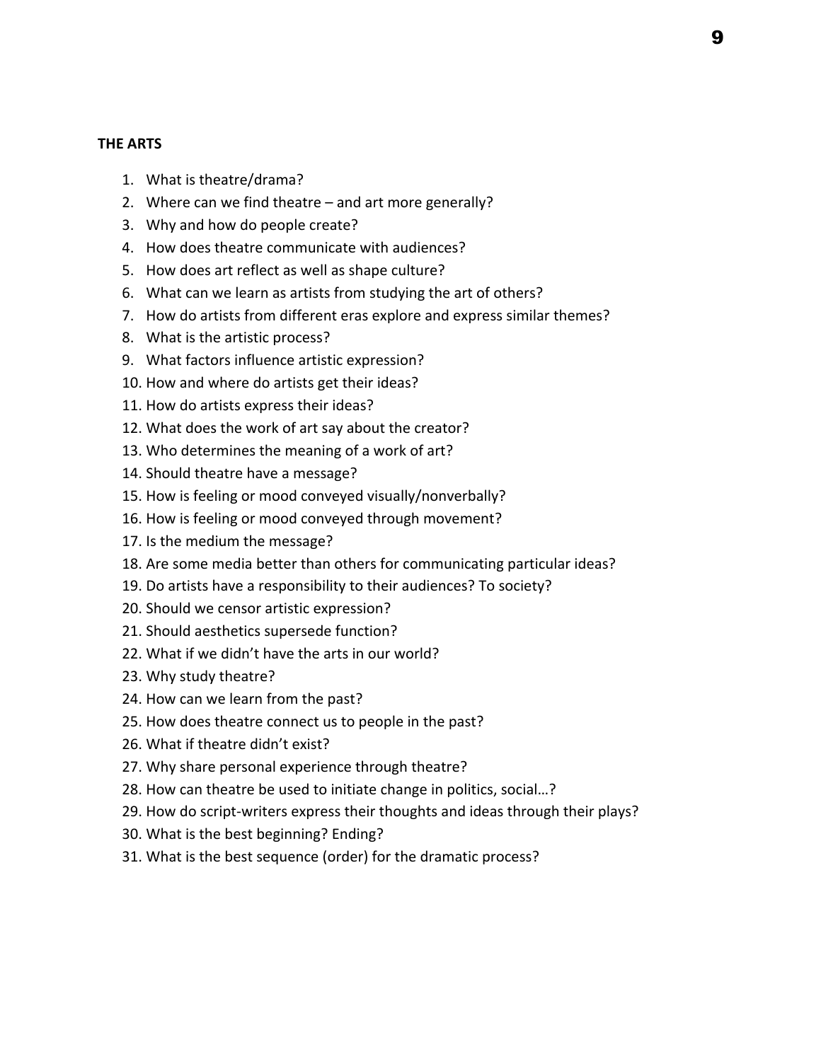**THE ARTS**

1. What is theatre/drama?
2. Where can we find theatre – and art more generally?
3. Why and how do people create?
4. How does theatre communicate with audiences?
5. How does art reflect as well as shape culture?
6. What can we learn as artists from studying the art of others?
7. How do artists from different eras explore and express similar themes?
8. What is the artistic process?
9. What factors influence artistic expression?
10. How and where do artists get their ideas?
11. How do artists express their ideas?
12. What does the work of art say about the creator?
13. Who determines the meaning of a work of art?
14. Should theatre have a message?
15. How is feeling or mood conveyed visually/nonverbally?
16. How is feeling or mood conveyed through movement?
17. Is the medium the message?
18. Are some media better than others for communicating particular ideas?
19. Do artists have a responsibility to their audiences? To society?
20. Should we censor artistic expression?
21. Should aesthetics supersede function?
22. What if we didn't have the arts in our world?
23. Why study theatre?
24. How can we learn from the past?
25. How does theatre connect us to people in the past?
26. What if theatre didn't exist?
27. Why share personal experience through theatre?
28. How can theatre be used to initiate change in politics, social…?
29. How do script-writers express their thoughts and ideas through their plays?
30. What is the best beginning? Ending?
31. What is the best sequence (order) for the dramatic process?